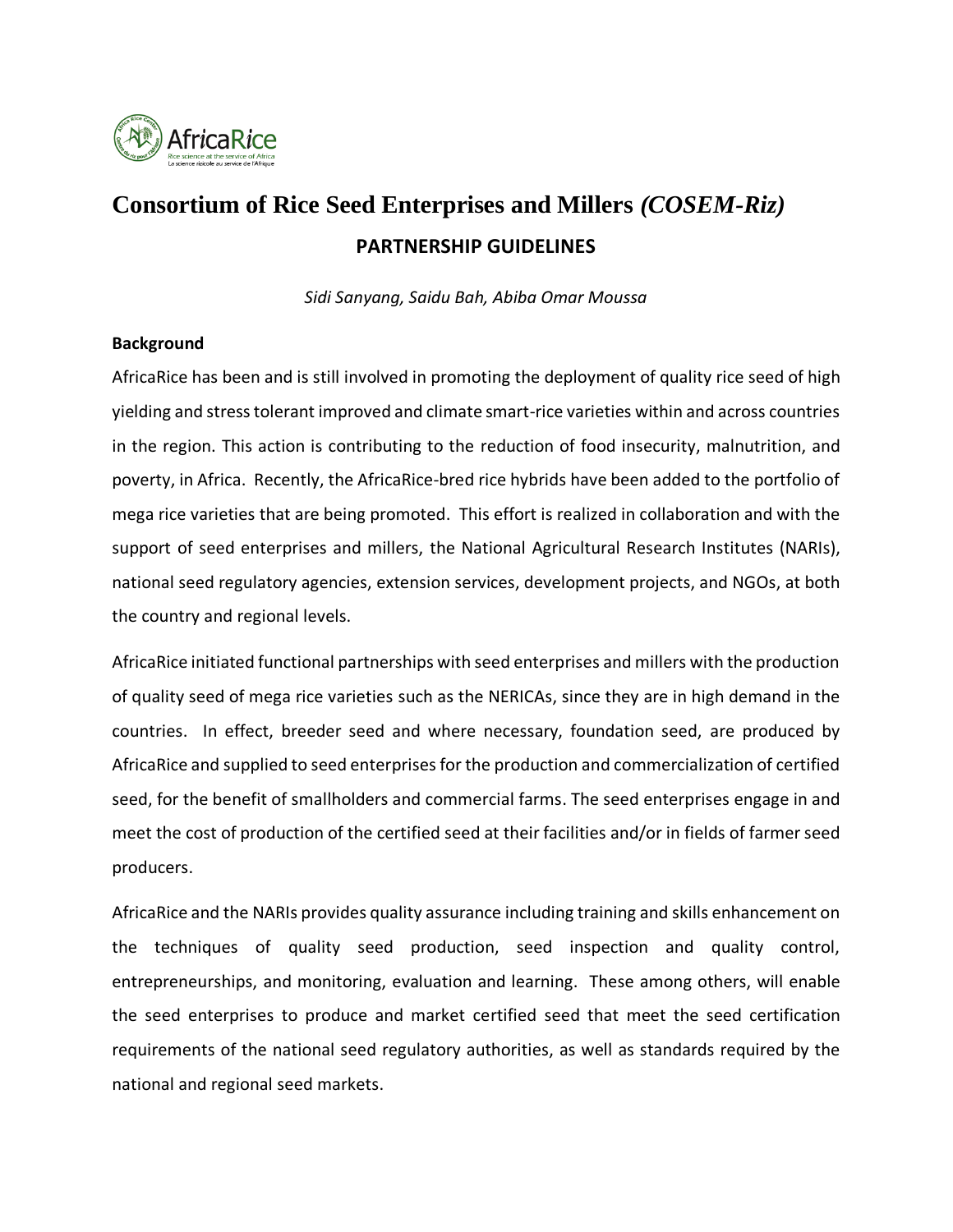# Consortium of Rice Seed Enterprises and Millers *(COSEM-Riz)*

## PARTNERSHIP GUIDELINES

*Sidi Sanyang, Saidu Bah, Abiba Omar Moussa*

**Background**

AfricaRice has been and is still involved in promoting the deployment of quality rice seed of high yielding and stress tolerant improved and climate smart-rice varieties within and across countries in the region. This action is contributing to the reduction of food insecurity, malnutrition, and poverty, in Africa. Recently, the AfricaRice-bred rice hybrids have been added to the portfolio of mega rice varieties that are being promoted. This effort is realized in collaboration and with the support of seed enterprises and millers, the National Agricultural Research Institutes (NARIs), national seed regulatory agencies, extension services, development projects, and NGOs, at both the country and regional levels.

AfricaRice initiated functional partnerships with seed enterprises and millers with the production of quality seed of mega rice varieties such as the NERICAs, since they are in high demand in the countries. In effect, breeder seed and where necessary, foundation seed, are produced by AfricaRice and supplied to seed enterprises for the production and commercialization of certified seed, for the benefit of smallholders and commercial farms. The seed enterprises engage in and meet the cost of production of the certified seed at their facilities and/or in fields of farmer seed producers.

AfricaRice and the NARIs provides quality assurance including training and skills enhancement on the techniques of quality seed production, seed inspection and quality control, entrepreneurships, and monitoring, evaluation and learning. These among others, will enable the seed enterprises to produce and market certified seed that meet the seed certification requirements of the national seed regulatory authorities, as well as standards required by the national and regional seed markets.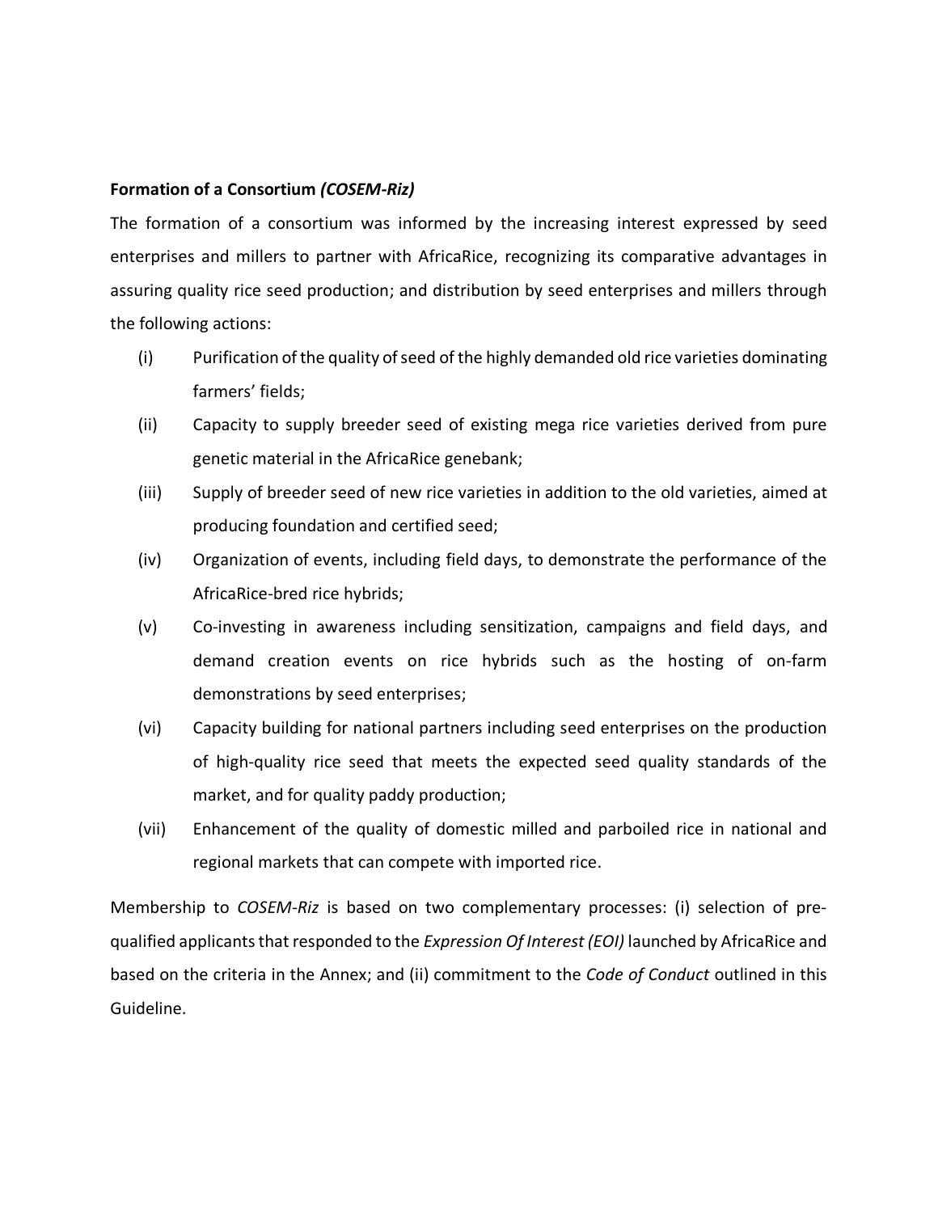**Formation of a Consortium *(COSEM-Riz)***

The formation of a consortium was informed by the increasing interest expressed by seed enterprises and millers to partner with AfricaRice, recognizing its comparative advantages in assuring quality rice seed production; and distribution by seed enterprises and millers through the following actions:

(i) Purification of the quality of seed of the highly demanded old rice varieties dominating farmers' fields;

(ii) Capacity to supply breeder seed of existing mega rice varieties derived from pure genetic material in the AfricaRice genebank;

(iii) Supply of breeder seed of new rice varieties in addition to the old varieties, aimed at producing foundation and certified seed;

(iv) Organization of events, including field days, to demonstrate the performance of the AfricaRice-bred rice hybrids;

(v) Co-investing in awareness including sensitization, campaigns and field days, and demand creation events on rice hybrids such as the hosting of on-farm demonstrations by seed enterprises;

(vi) Capacity building for national partners including seed enterprises on the production of high-quality rice seed that meets the expected seed quality standards of the market, and for quality paddy production;

(vii) Enhancement of the quality of domestic milled and parboiled rice in national and regional markets that can compete with imported rice.

Membership to *COSEM-Riz* is based on two complementary processes: (i) selection of pre-qualified applicants that responded to the *Expression Of Interest (EOI)* launched by AfricaRice and based on the criteria in the Annex; and (ii) commitment to the *Code of Conduct* outlined in this Guideline.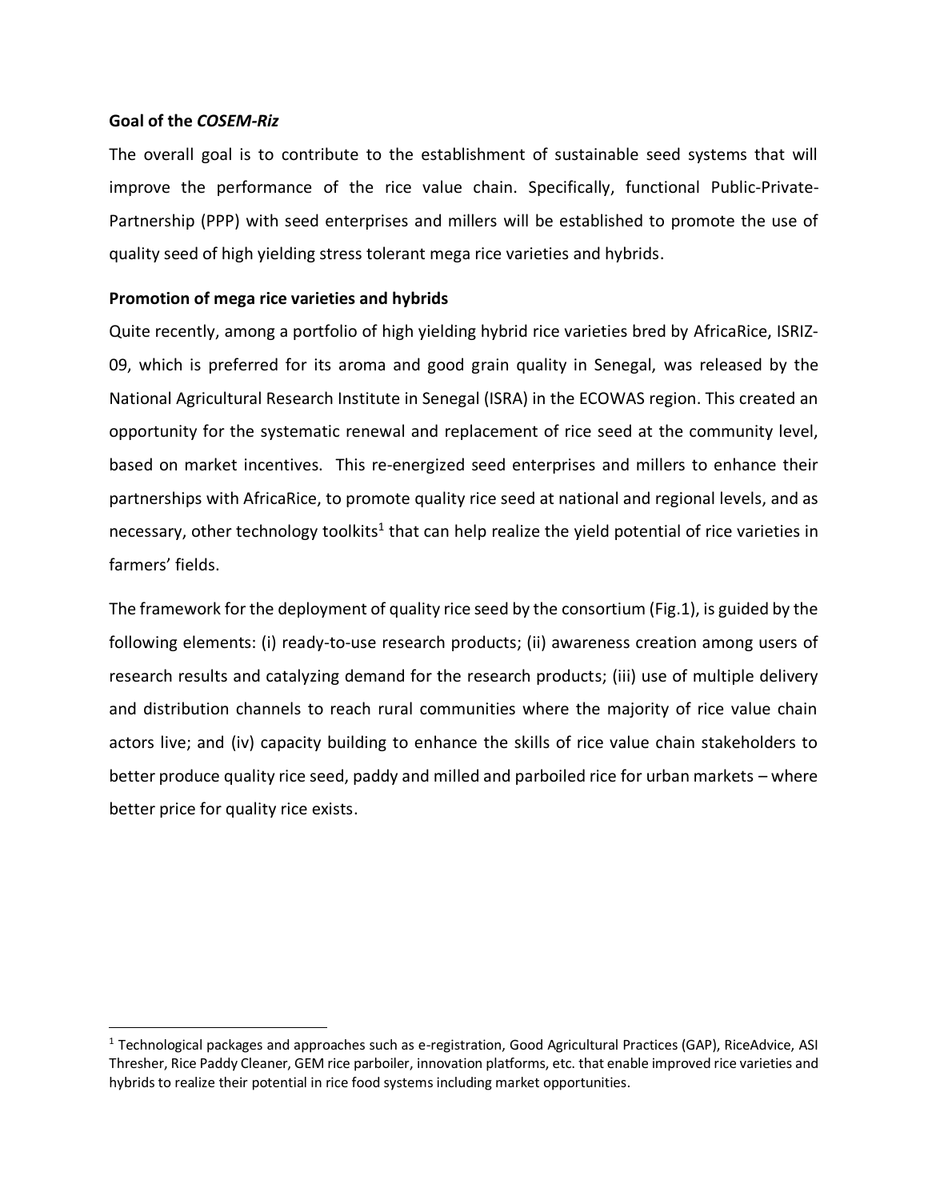**Goal of the *COSEM-Riz***

The overall goal is to contribute to the establishment of sustainable seed systems that will improve the performance of the rice value chain. Specifically, functional Public-Private-Partnership (PPP) with seed enterprises and millers will be established to promote the use of quality seed of high yielding stress tolerant mega rice varieties and hybrids.

**Promotion of mega rice varieties and hybrids**

Quite recently, among a portfolio of high yielding hybrid rice varieties bred by AfricaRice, ISRIZ-09, which is preferred for its aroma and good grain quality in Senegal, was released by the National Agricultural Research Institute in Senegal (ISRA) in the ECOWAS region. This created an opportunity for the systematic renewal and replacement of rice seed at the community level, based on market incentives. This re-energized seed enterprises and millers to enhance their partnerships with AfricaRice, to promote quality rice seed at national and regional levels, and as necessary, other technology toolkits[1] that can help realize the yield potential of rice varieties in farmers' fields.

The framework for the deployment of quality rice seed by the consortium (Fig.1), is guided by the following elements: (i) ready-to-use research products; (ii) awareness creation among users of research results and catalyzing demand for the research products; (iii) use of multiple delivery and distribution channels to reach rural communities where the majority of rice value chain actors live; and (iv) capacity building to enhance the skills of rice value chain stakeholders to better produce quality rice seed, paddy and milled and parboiled rice for urban markets – where better price for quality rice exists.

---

[1] Technological packages and approaches such as e-registration, Good Agricultural Practices (GAP), RiceAdvice, ASI Thresher, Rice Paddy Cleaner, GEM rice parboiler, innovation platforms, etc. that enable improved rice varieties and hybrids to realize their potential in rice food systems including market opportunities.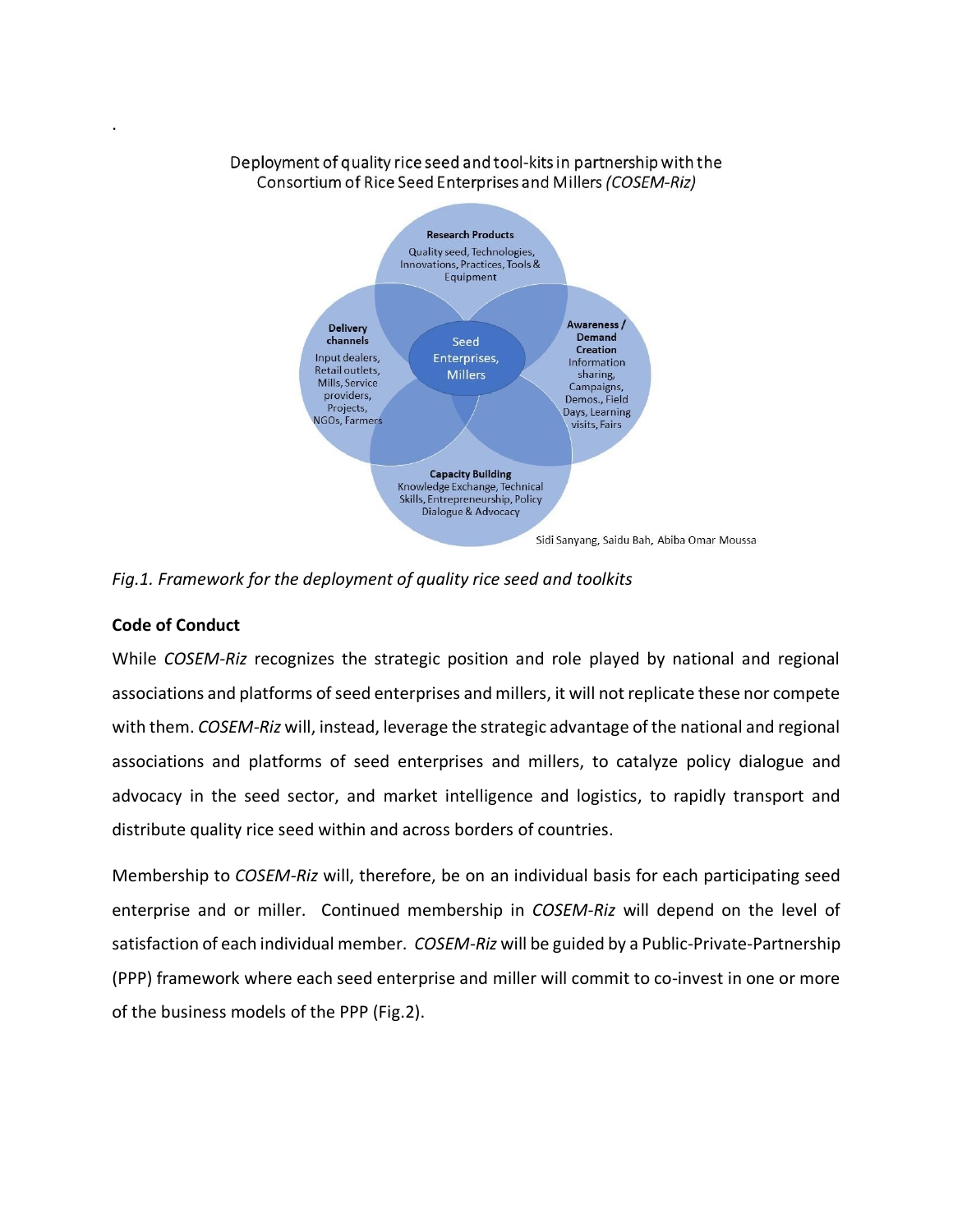.

Deployment of quality rice seed and tool-kits in partnership with the Consortium of Rice Seed Enterprises and Millers *(COSEM-Riz)*

**Research Products**
Quality seed, Technologies, Innovations, Practices, Tools & Equipment

**Delivery channels**
Input dealers, Retail outlets, Mills, Service providers, Projects, NGOs, Farmers

Seed Enterprises, Millers

**Awareness / Demand Creation**
Information sharing, Campaigns, Demos., Field Days, Learning visits, Fairs

**Capacity Building**
Knowledge Exchange, Technical Skills, Entrepreneurship, Policy Dialogue & Advocacy

Sidi Sanyang, Saidu Bah, Abiba Omar Moussa

*Fig.1. Framework for the deployment of quality rice seed and toolkits*

**Code of Conduct**

While *COSEM-Riz* recognizes the strategic position and role played by national and regional associations and platforms of seed enterprises and millers, it will not replicate these nor compete with them. *COSEM-Riz* will, instead, leverage the strategic advantage of the national and regional associations and platforms of seed enterprises and millers, to catalyze policy dialogue and advocacy in the seed sector, and market intelligence and logistics, to rapidly transport and distribute quality rice seed within and across borders of countries.

Membership to *COSEM-Riz* will, therefore, be on an individual basis for each participating seed enterprise and or miller. Continued membership in *COSEM-Riz* will depend on the level of satisfaction of each individual member. *COSEM-Riz* will be guided by a Public-Private-Partnership (PPP) framework where each seed enterprise and miller will commit to co-invest in one or more of the business models of the PPP (Fig.2).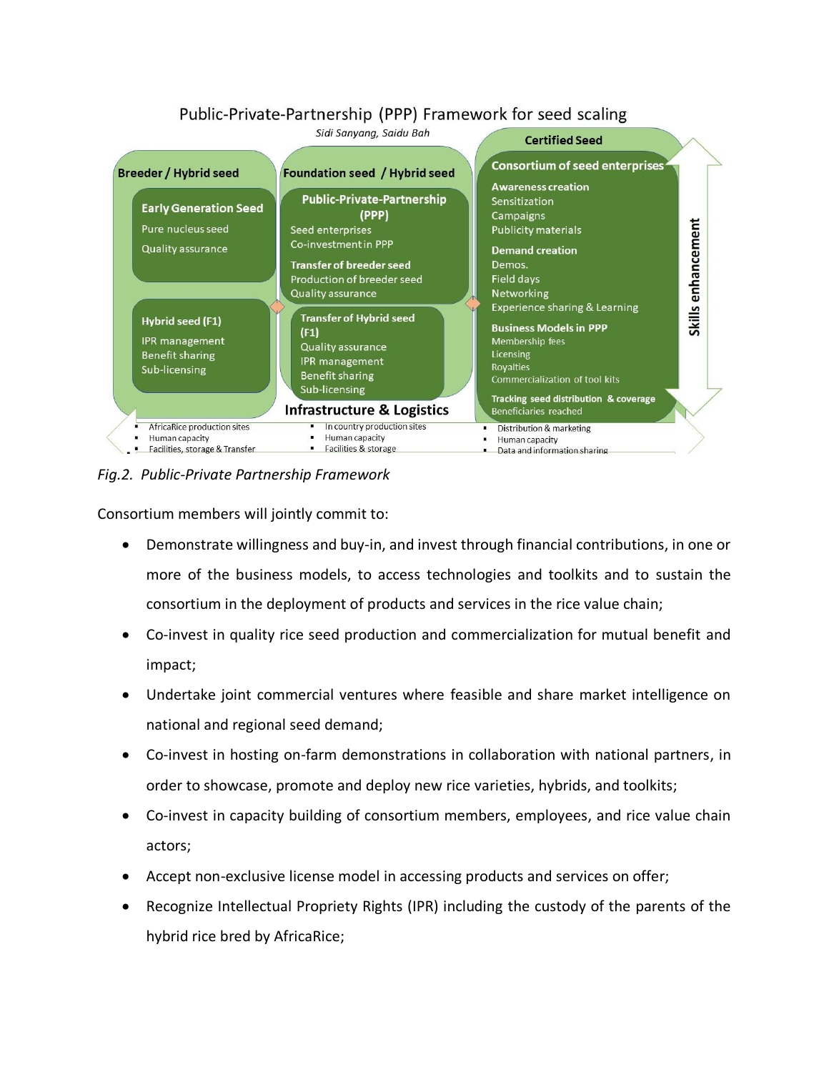Public-Private-Partnership (PPP) Framework for seed scaling

*Sidi Sanyang, Saidu Bah*

**Breeder / Hybrid seed**

**Early Generation Seed**
Pure nucleus seed
Quality assurance

**Hybrid seed (F1)**
IPR management
Benefit sharing
Sub-licensing

**Foundation seed / Hybrid seed**

**Public-Private-Partnership (PPP)**
Seed enterprises
Co-investment in PPP

**Transfer of breeder seed**
Production of breeder seed
Quality assurance

**Transfer of Hybrid seed (F1)**
Quality assurance
IPR management
Benefit sharing
Sub-licensing

**Certified Seed**

**Consortium of seed enterprises**

**Awareness creation**
Sensitization
Campaigns
Publicity materials

**Demand creation**
Demos.
Field days
Networking
Experience sharing & Learning

**Business Models in PPP**
Membership fees
Licensing
Royalties
Commercialization of tool kits

**Tracking seed distribution & coverage**
Beneficiaries reached

**Skills enhancement**

**Infrastructure & Logistics**

- AfricaRice production sites
- Human capacity
- Facilities, storage & Transfer

- In country production sites
- Human capacity
- Facilities & storage

- Distribution & marketing
- Human capacity
- Data and information sharing

*Fig.2. Public-Private Partnership Framework*

Consortium members will jointly commit to:

- Demonstrate willingness and buy-in, and invest through financial contributions, in one or more of the business models, to access technologies and toolkits and to sustain the consortium in the deployment of products and services in the rice value chain;
- Co-invest in quality rice seed production and commercialization for mutual benefit and impact;
- Undertake joint commercial ventures where feasible and share market intelligence on national and regional seed demand;
- Co-invest in hosting on-farm demonstrations in collaboration with national partners, in order to showcase, promote and deploy new rice varieties, hybrids, and toolkits;
- Co-invest in capacity building of consortium members, employees, and rice value chain actors;
- Accept non-exclusive license model in accessing products and services on offer;
- Recognize Intellectual Propriety Rights (IPR) including the custody of the parents of the hybrid rice bred by AfricaRice;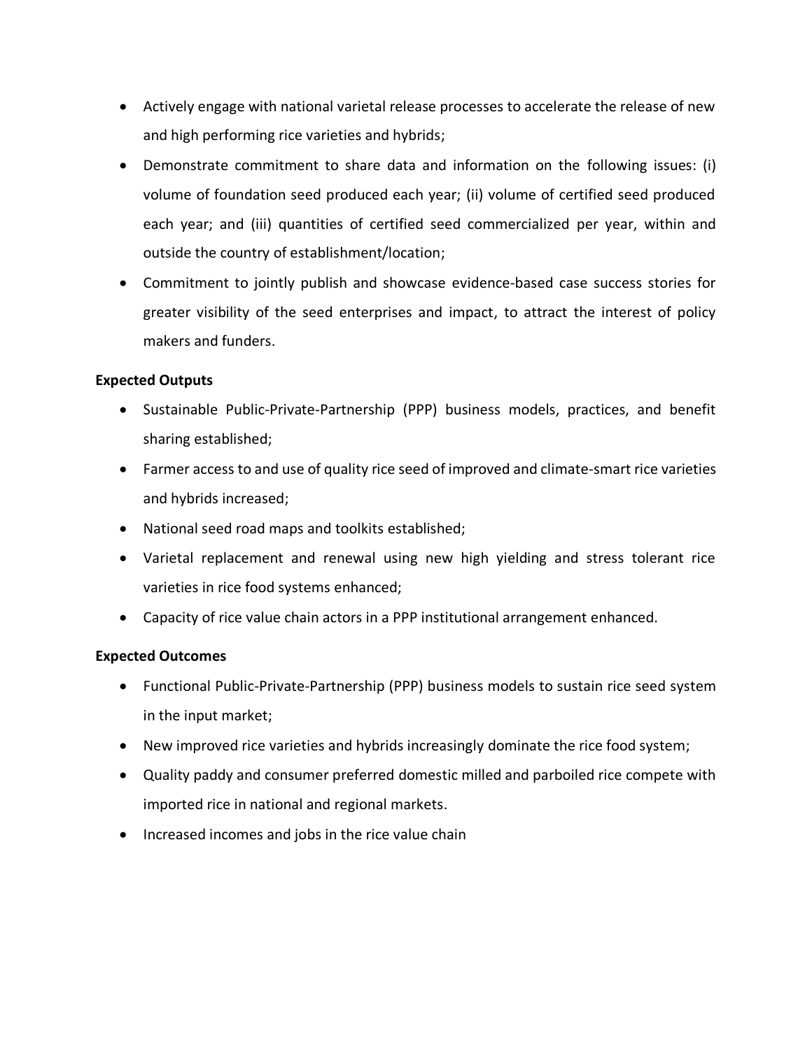- Actively engage with national varietal release processes to accelerate the release of new and high performing rice varieties and hybrids;
- Demonstrate commitment to share data and information on the following issues: (i) volume of foundation seed produced each year; (ii) volume of certified seed produced each year; and (iii) quantities of certified seed commercialized per year, within and outside the country of establishment/location;
- Commitment to jointly publish and showcase evidence-based case success stories for greater visibility of the seed enterprises and impact, to attract the interest of policy makers and funders.

**Expected Outputs**

- Sustainable Public-Private-Partnership (PPP) business models, practices, and benefit sharing established;
- Farmer access to and use of quality rice seed of improved and climate-smart rice varieties and hybrids increased;
- National seed road maps and toolkits established;
- Varietal replacement and renewal using new high yielding and stress tolerant rice varieties in rice food systems enhanced;
- Capacity of rice value chain actors in a PPP institutional arrangement enhanced.

**Expected Outcomes**

- Functional Public-Private-Partnership (PPP) business models to sustain rice seed system in the input market;
- New improved rice varieties and hybrids increasingly dominate the rice food system;
- Quality paddy and consumer preferred domestic milled and parboiled rice compete with imported rice in national and regional markets.
- Increased incomes and jobs in the rice value chain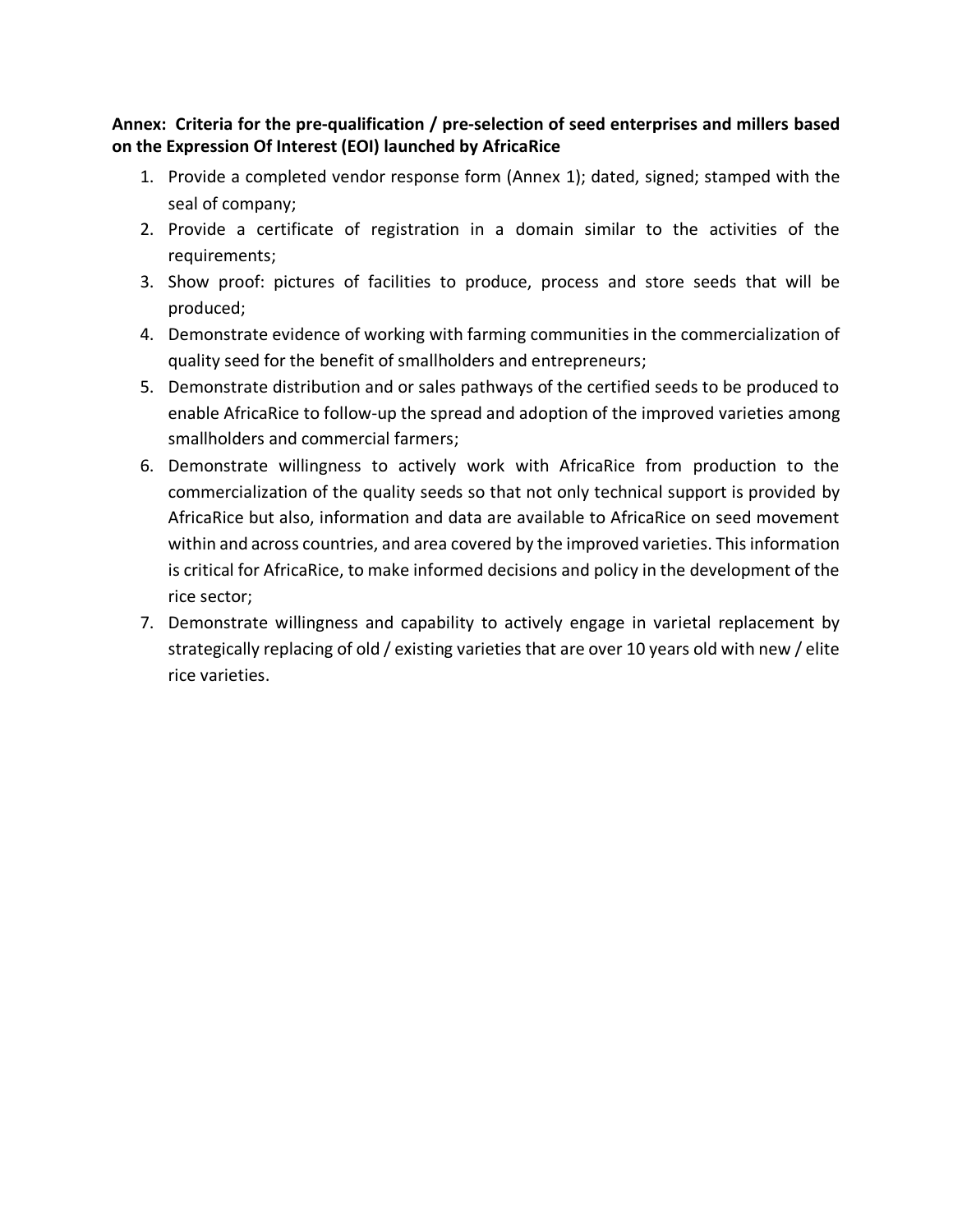**Annex: Criteria for the pre-qualification / pre-selection of seed enterprises and millers based on the Expression Of Interest (EOI) launched by AfricaRice**

1. Provide a completed vendor response form (Annex 1); dated, signed; stamped with the seal of company;
2. Provide a certificate of registration in a domain similar to the activities of the requirements;
3. Show proof: pictures of facilities to produce, process and store seeds that will be produced;
4. Demonstrate evidence of working with farming communities in the commercialization of quality seed for the benefit of smallholders and entrepreneurs;
5. Demonstrate distribution and or sales pathways of the certified seeds to be produced to enable AfricaRice to follow-up the spread and adoption of the improved varieties among smallholders and commercial farmers;
6. Demonstrate willingness to actively work with AfricaRice from production to the commercialization of the quality seeds so that not only technical support is provided by AfricaRice but also, information and data are available to AfricaRice on seed movement within and across countries, and area covered by the improved varieties. This information is critical for AfricaRice, to make informed decisions and policy in the development of the rice sector;
7. Demonstrate willingness and capability to actively engage in varietal replacement by strategically replacing of old / existing varieties that are over 10 years old with new / elite rice varieties.